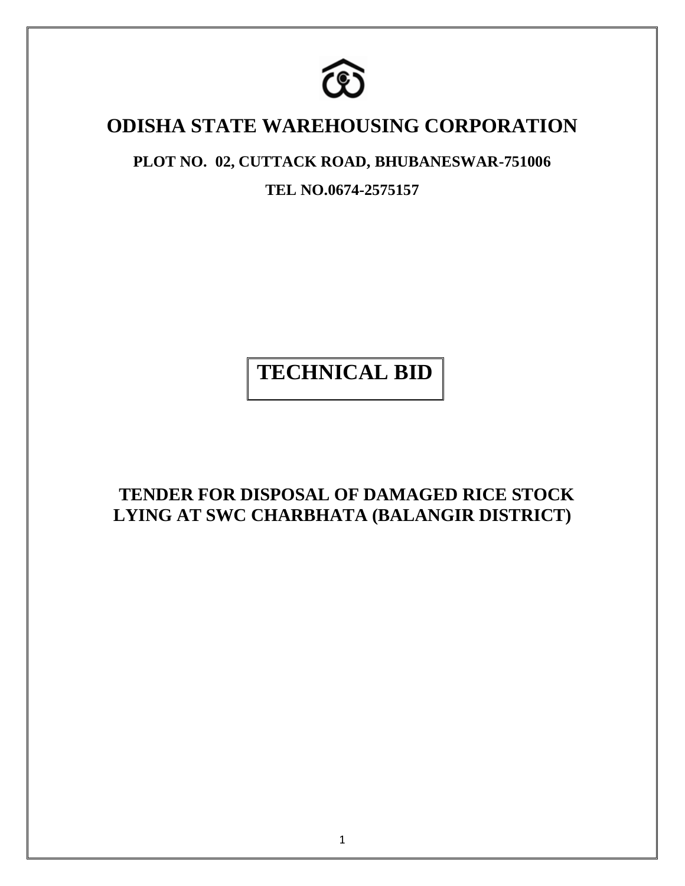# ODISHA STATE WAREHOUSING CORPORATION

**PLOT NO. 02, CUTTACK ROAD, BHUBANESWAR-751006**

**TEL NO.0674-2575157**

# TECHNICAL BID

## TENDER FOR DISPOSAL OF DAMAGED RICE STOCK LYING AT SWC CHARBHATA (BALANGIR DISTRICT)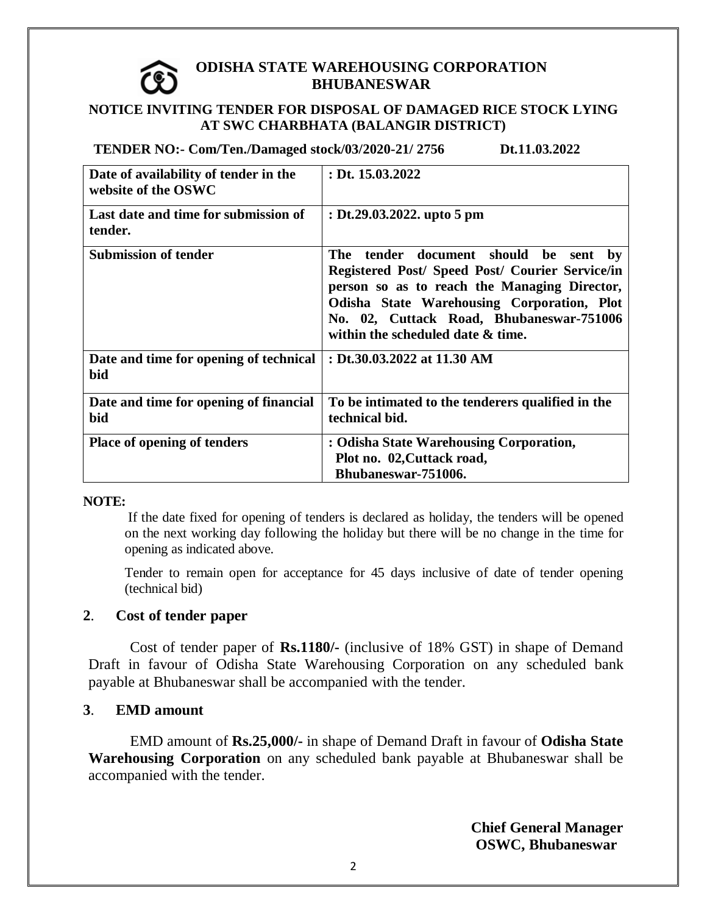# ODISHA STATE WAREHOUSING CORPORATION
# BHUBANESWAR

## NOTICE INVITING TENDER FOR DISPOSAL OF DAMAGED RICE STOCK LYING AT SWC CHARBHATA (BALANGIR DISTRICT)

**TENDER NO:- Com/Ten./Damaged stock/03/2020-21/ 2756 Dt.11.03.2022**

| | |
|---|---|
| **Date of availability of tender in the website of the OSWC** | **: Dt. 15.03.2022** |
| **Last date and time for submission of tender.** | **: Dt.29.03.2022. upto 5 pm** |
| **Submission of tender** | **The tender document should be sent by Registered Post/ Speed Post/ Courier Service/in person so as to reach the Managing Director, Odisha State Warehousing Corporation, Plot No. 02, Cuttack Road, Bhubaneswar-751006 within the scheduled date & time.** |
| **Date and time for opening of technical bid** | **: Dt.30.03.2022 at 11.30 AM** |
| **Date and time for opening of financial bid** | **To be intimated to the tenderers qualified in the technical bid.** |
| **Place of opening of tenders** | **: Odisha State Warehousing Corporation, Plot no. 02,Cuttack road, Bhubaneswar-751006.** |

**NOTE:**

If the date fixed for opening of tenders is declared as holiday, the tenders will be opened on the next working day following the holiday but there will be no change in the time for opening as indicated above.

Tender to remain open for acceptance for 45 days inclusive of date of tender opening (technical bid)

### 2. Cost of tender paper

Cost of tender paper of **Rs.1180/-** (inclusive of 18% GST) in shape of Demand Draft in favour of Odisha State Warehousing Corporation on any scheduled bank payable at Bhubaneswar shall be accompanied with the tender.

### 3. EMD amount

EMD amount of **Rs.25,000/-** in shape of Demand Draft in favour of **Odisha State Warehousing Corporation** on any scheduled bank payable at Bhubaneswar shall be accompanied with the tender.

**Chief General Manager**
**OSWC, Bhubaneswar**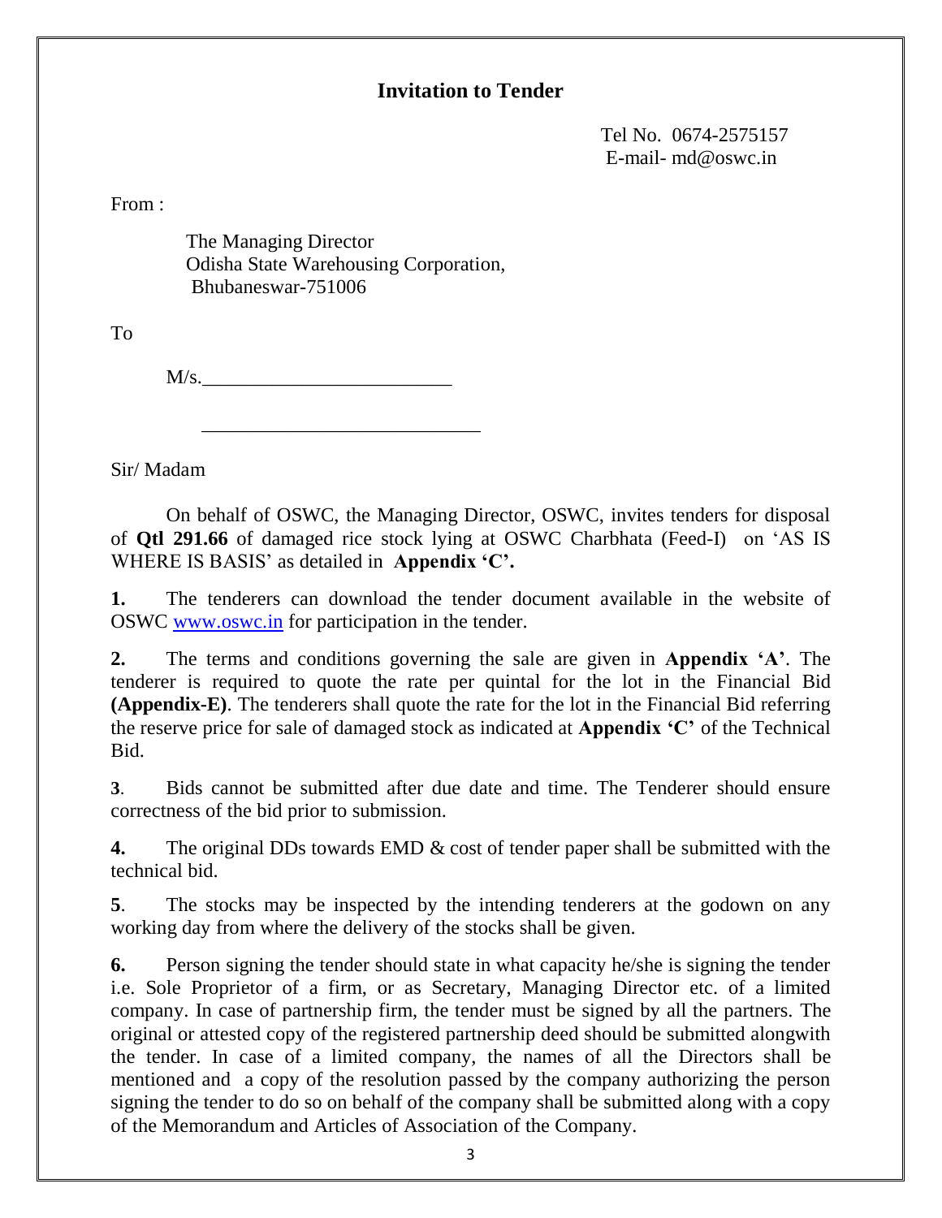## Invitation to Tender

Tel No. 0674-2575157
E-mail- md@oswc.in

From :

The Managing Director
Odisha State Warehousing Corporation,
Bhubaneswar-751006

To

M/s.\_\_\_\_\_\_\_\_\_\_\_\_\_\_\_\_\_\_\_\_\_\_\_\_\_

\_\_\_\_\_\_\_\_\_\_\_\_\_\_\_\_\_\_\_\_\_\_\_\_\_\_\_\_

Sir/ Madam

On behalf of OSWC, the Managing Director, OSWC, invites tenders for disposal of **Qtl 291.66** of damaged rice stock lying at OSWC Charbhata (Feed-I) on 'AS IS WHERE IS BASIS' as detailed in **Appendix 'C'.**

**1.** The tenderers can download the tender document available in the website of OSWC [www.oswc.in](http://www.oswc.in) for participation in the tender.

**2.** The terms and conditions governing the sale are given in **Appendix 'A'**. The tenderer is required to quote the rate per quintal for the lot in the Financial Bid **(Appendix-E)**. The tenderers shall quote the rate for the lot in the Financial Bid referring the reserve price for sale of damaged stock as indicated at **Appendix 'C'** of the Technical Bid.

**3**. Bids cannot be submitted after due date and time. The Tenderer should ensure correctness of the bid prior to submission.

**4.** The original DDs towards EMD & cost of tender paper shall be submitted with the technical bid.

**5**. The stocks may be inspected by the intending tenderers at the godown on any working day from where the delivery of the stocks shall be given.

**6.** Person signing the tender should state in what capacity he/she is signing the tender i.e. Sole Proprietor of a firm, or as Secretary, Managing Director etc. of a limited company. In case of partnership firm, the tender must be signed by all the partners. The original or attested copy of the registered partnership deed should be submitted alongwith the tender. In case of a limited company, the names of all the Directors shall be mentioned and a copy of the resolution passed by the company authorizing the person signing the tender to do so on behalf of the company shall be submitted along with a copy of the Memorandum and Articles of Association of the Company.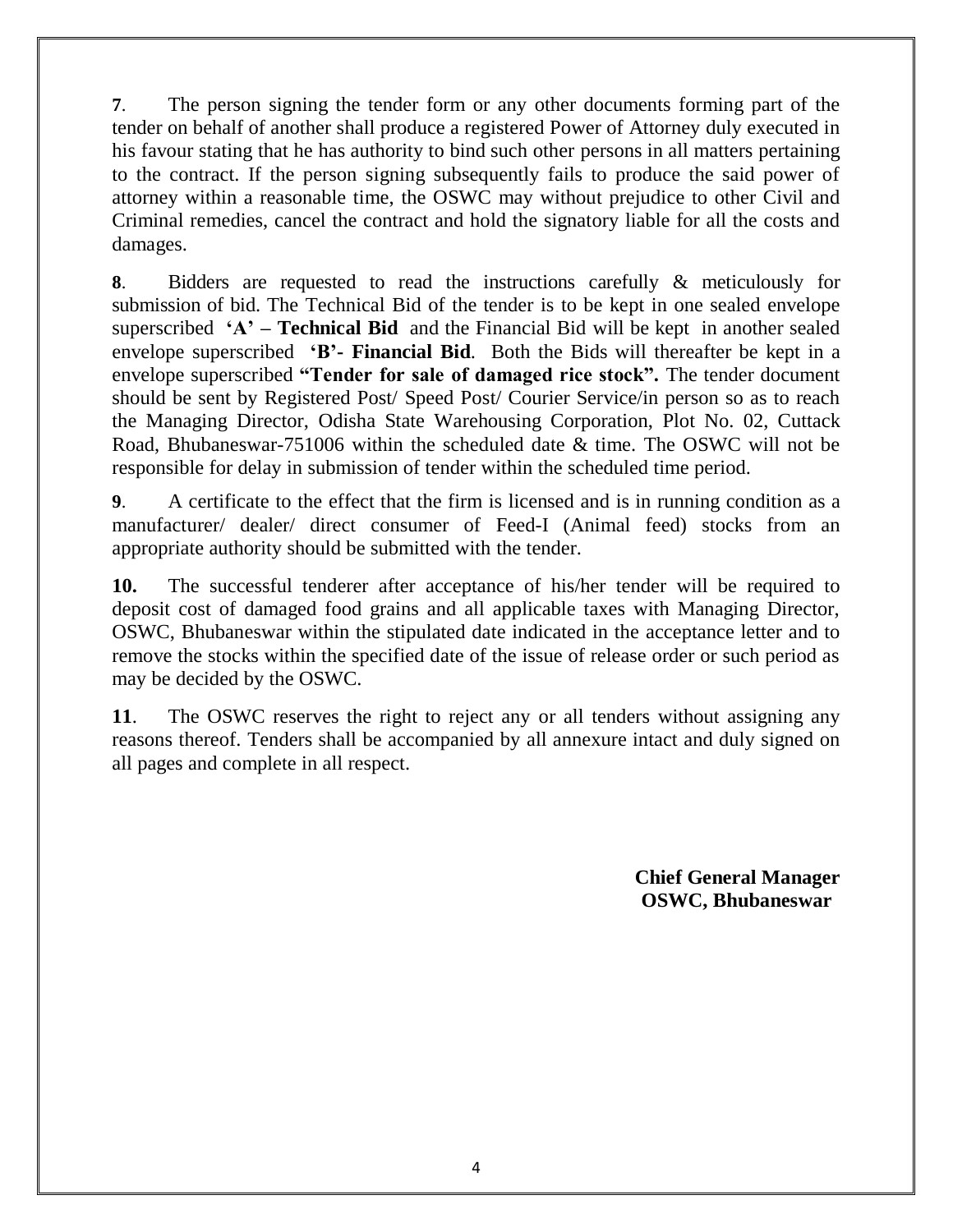**7**. The person signing the tender form or any other documents forming part of the tender on behalf of another shall produce a registered Power of Attorney duly executed in his favour stating that he has authority to bind such other persons in all matters pertaining to the contract. If the person signing subsequently fails to produce the said power of attorney within a reasonable time, the OSWC may without prejudice to other Civil and Criminal remedies, cancel the contract and hold the signatory liable for all the costs and damages.

**8**. Bidders are requested to read the instructions carefully & meticulously for submission of bid. The Technical Bid of the tender is to be kept in one sealed envelope superscribed **'A' – Technical Bid** and the Financial Bid will be kept in another sealed envelope superscribed **'B'- Financial Bid**. Both the Bids will thereafter be kept in a envelope superscribed **"Tender for sale of damaged rice stock".** The tender document should be sent by Registered Post/ Speed Post/ Courier Service/in person so as to reach the Managing Director, Odisha State Warehousing Corporation, Plot No. 02, Cuttack Road, Bhubaneswar-751006 within the scheduled date & time. The OSWC will not be responsible for delay in submission of tender within the scheduled time period.

**9**. A certificate to the effect that the firm is licensed and is in running condition as a manufacturer/ dealer/ direct consumer of Feed-I (Animal feed) stocks from an appropriate authority should be submitted with the tender.

**10.** The successful tenderer after acceptance of his/her tender will be required to deposit cost of damaged food grains and all applicable taxes with Managing Director, OSWC, Bhubaneswar within the stipulated date indicated in the acceptance letter and to remove the stocks within the specified date of the issue of release order or such period as may be decided by the OSWC.

**11**. The OSWC reserves the right to reject any or all tenders without assigning any reasons thereof. Tenders shall be accompanied by all annexure intact and duly signed on all pages and complete in all respect.

**Chief General Manager**
**OSWC, Bhubaneswar**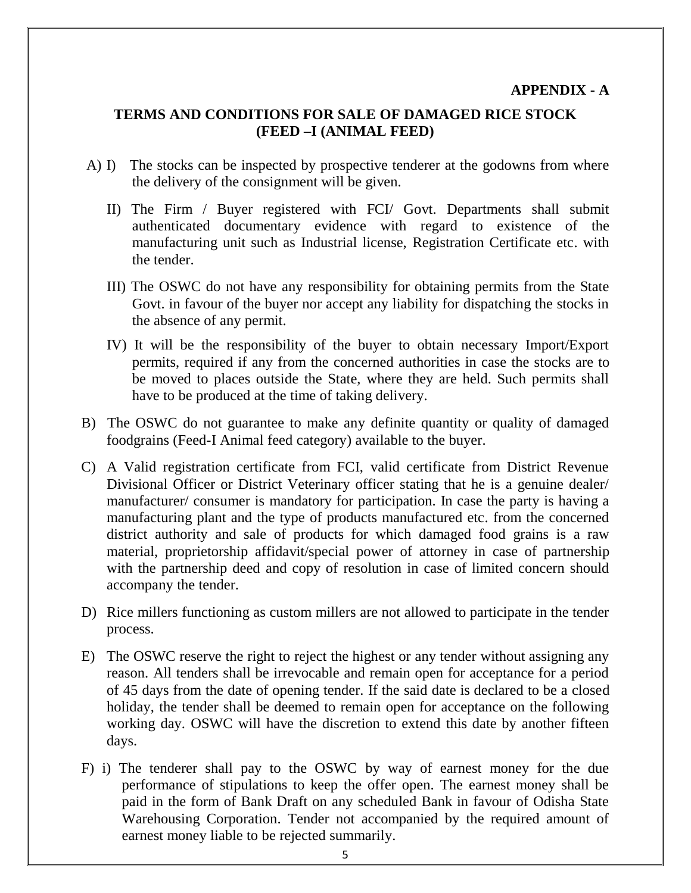**APPENDIX - A**

## TERMS AND CONDITIONS FOR SALE OF DAMAGED RICE STOCK (FEED –I (ANIMAL FEED)

A) I) The stocks can be inspected by prospective tenderer at the godowns from where the delivery of the consignment will be given.

II) The Firm / Buyer registered with FCI/ Govt. Departments shall submit authenticated documentary evidence with regard to existence of the manufacturing unit such as Industrial license, Registration Certificate etc. with the tender.

III) The OSWC do not have any responsibility for obtaining permits from the State Govt. in favour of the buyer nor accept any liability for dispatching the stocks in the absence of any permit.

IV) It will be the responsibility of the buyer to obtain necessary Import/Export permits, required if any from the concerned authorities in case the stocks are to be moved to places outside the State, where they are held. Such permits shall have to be produced at the time of taking delivery.

B) The OSWC do not guarantee to make any definite quantity or quality of damaged foodgrains (Feed-I Animal feed category) available to the buyer.

C) A Valid registration certificate from FCI, valid certificate from District Revenue Divisional Officer or District Veterinary officer stating that he is a genuine dealer/ manufacturer/ consumer is mandatory for participation. In case the party is having a manufacturing plant and the type of products manufactured etc. from the concerned district authority and sale of products for which damaged food grains is a raw material, proprietorship affidavit/special power of attorney in case of partnership with the partnership deed and copy of resolution in case of limited concern should accompany the tender.

D) Rice millers functioning as custom millers are not allowed to participate in the tender process.

E) The OSWC reserve the right to reject the highest or any tender without assigning any reason. All tenders shall be irrevocable and remain open for acceptance for a period of 45 days from the date of opening tender. If the said date is declared to be a closed holiday, the tender shall be deemed to remain open for acceptance on the following working day. OSWC will have the discretion to extend this date by another fifteen days.

F) i) The tenderer shall pay to the OSWC by way of earnest money for the due performance of stipulations to keep the offer open. The earnest money shall be paid in the form of Bank Draft on any scheduled Bank in favour of Odisha State Warehousing Corporation. Tender not accompanied by the required amount of earnest money liable to be rejected summarily.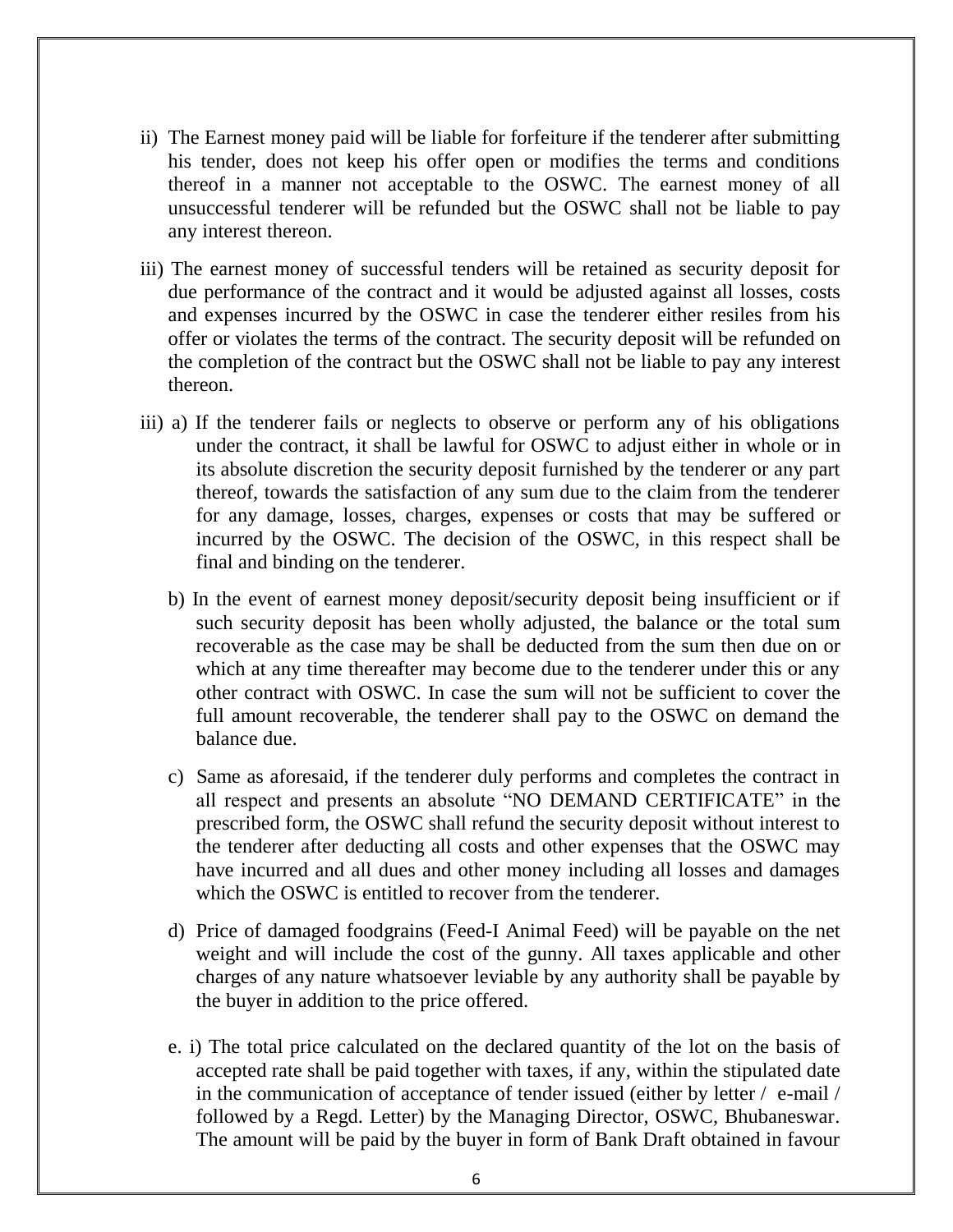ii) The Earnest money paid will be liable for forfeiture if the tenderer after submitting his tender, does not keep his offer open or modifies the terms and conditions thereof in a manner not acceptable to the OSWC. The earnest money of all unsuccessful tenderer will be refunded but the OSWC shall not be liable to pay any interest thereon.

iii) The earnest money of successful tenders will be retained as security deposit for due performance of the contract and it would be adjusted against all losses, costs and expenses incurred by the OSWC in case the tenderer either resiles from his offer or violates the terms of the contract. The security deposit will be refunded on the completion of the contract but the OSWC shall not be liable to pay any interest thereon.

iii) a) If the tenderer fails or neglects to observe or perform any of his obligations under the contract, it shall be lawful for OSWC to adjust either in whole or in its absolute discretion the security deposit furnished by the tenderer or any part thereof, towards the satisfaction of any sum due to the claim from the tenderer for any damage, losses, charges, expenses or costs that may be suffered or incurred by the OSWC. The decision of the OSWC, in this respect shall be final and binding on the tenderer.

b) In the event of earnest money deposit/security deposit being insufficient or if such security deposit has been wholly adjusted, the balance or the total sum recoverable as the case may be shall be deducted from the sum then due on or which at any time thereafter may become due to the tenderer under this or any other contract with OSWC. In case the sum will not be sufficient to cover the full amount recoverable, the tenderer shall pay to the OSWC on demand the balance due.

c) Same as aforesaid, if the tenderer duly performs and completes the contract in all respect and presents an absolute "NO DEMAND CERTIFICATE" in the prescribed form, the OSWC shall refund the security deposit without interest to the tenderer after deducting all costs and other expenses that the OSWC may have incurred and all dues and other money including all losses and damages which the OSWC is entitled to recover from the tenderer.

d) Price of damaged foodgrains (Feed-I Animal Feed) will be payable on the net weight and will include the cost of the gunny. All taxes applicable and other charges of any nature whatsoever leviable by any authority shall be payable by the buyer in addition to the price offered.

e. i) The total price calculated on the declared quantity of the lot on the basis of accepted rate shall be paid together with taxes, if any, within the stipulated date in the communication of acceptance of tender issued (either by letter / e-mail / followed by a Regd. Letter) by the Managing Director, OSWC, Bhubaneswar. The amount will be paid by the buyer in form of Bank Draft obtained in favour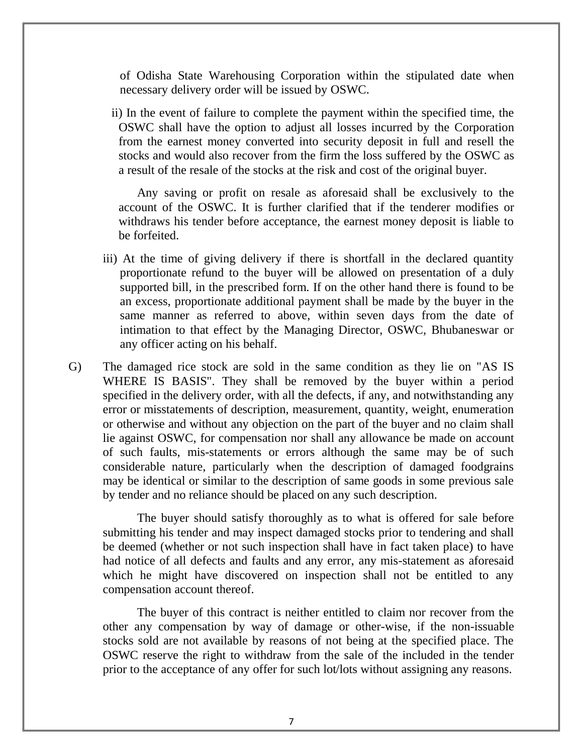of Odisha State Warehousing Corporation within the stipulated date when necessary delivery order will be issued by OSWC.

ii) In the event of failure to complete the payment within the specified time, the OSWC shall have the option to adjust all losses incurred by the Corporation from the earnest money converted into security deposit in full and resell the stocks and would also recover from the firm the loss suffered by the OSWC as a result of the resale of the stocks at the risk and cost of the original buyer.

Any saving or profit on resale as aforesaid shall be exclusively to the account of the OSWC. It is further clarified that if the tenderer modifies or withdraws his tender before acceptance, the earnest money deposit is liable to be forfeited.

iii) At the time of giving delivery if there is shortfall in the declared quantity proportionate refund to the buyer will be allowed on presentation of a duly supported bill, in the prescribed form. If on the other hand there is found to be an excess, proportionate additional payment shall be made by the buyer in the same manner as referred to above, within seven days from the date of intimation to that effect by the Managing Director, OSWC, Bhubaneswar or any officer acting on his behalf.

G) The damaged rice stock are sold in the same condition as they lie on "AS IS WHERE IS BASIS". They shall be removed by the buyer within a period specified in the delivery order, with all the defects, if any, and notwithstanding any error or misstatements of description, measurement, quantity, weight, enumeration or otherwise and without any objection on the part of the buyer and no claim shall lie against OSWC, for compensation nor shall any allowance be made on account of such faults, mis-statements or errors although the same may be of such considerable nature, particularly when the description of damaged foodgrains may be identical or similar to the description of same goods in some previous sale by tender and no reliance should be placed on any such description.

The buyer should satisfy thoroughly as to what is offered for sale before submitting his tender and may inspect damaged stocks prior to tendering and shall be deemed (whether or not such inspection shall have in fact taken place) to have had notice of all defects and faults and any error, any mis-statement as aforesaid which he might have discovered on inspection shall not be entitled to any compensation account thereof.

The buyer of this contract is neither entitled to claim nor recover from the other any compensation by way of damage or other-wise, if the non-issuable stocks sold are not available by reasons of not being at the specified place. The OSWC reserve the right to withdraw from the sale of the included in the tender prior to the acceptance of any offer for such lot/lots without assigning any reasons.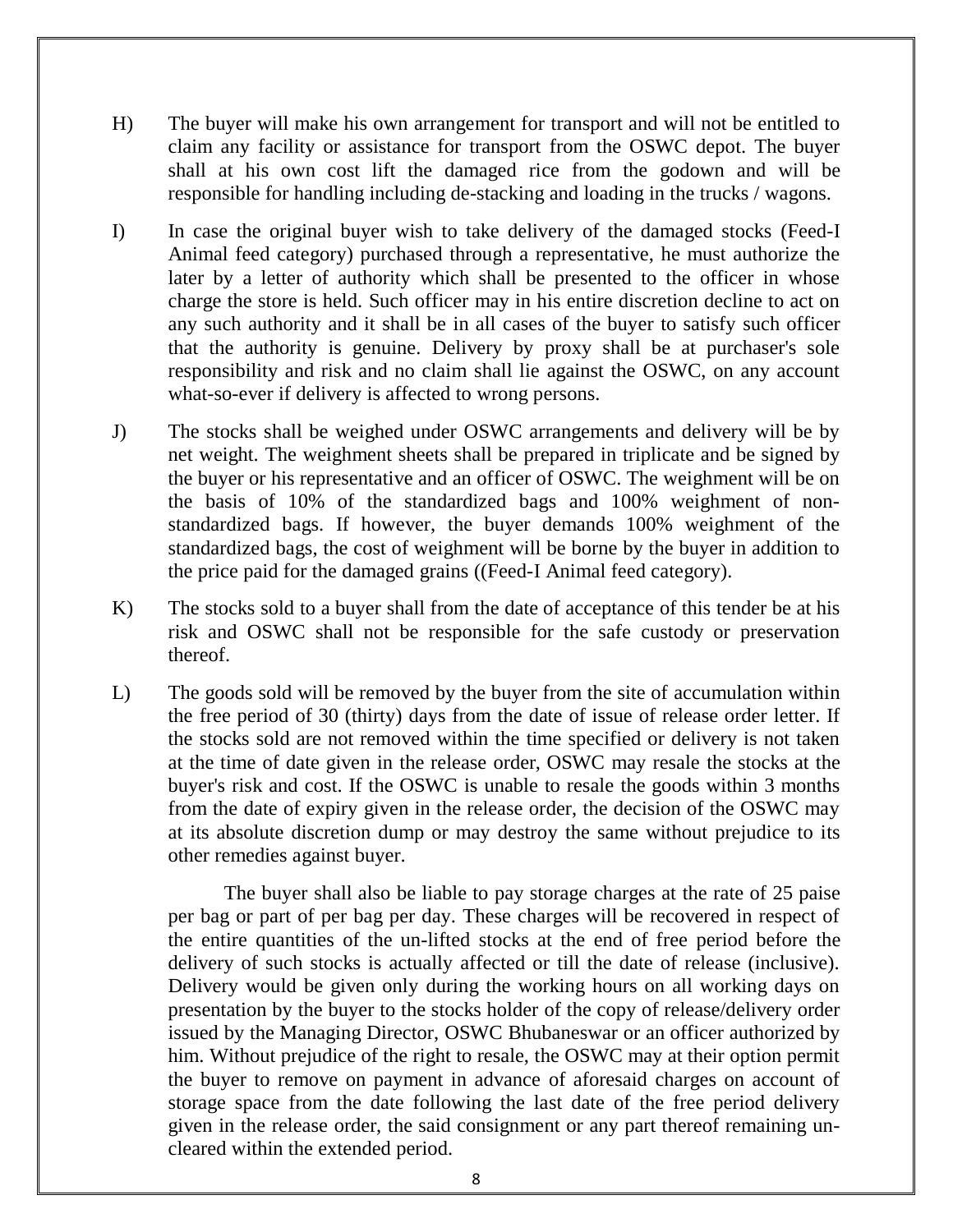H) The buyer will make his own arrangement for transport and will not be entitled to claim any facility or assistance for transport from the OSWC depot. The buyer shall at his own cost lift the damaged rice from the godown and will be responsible for handling including de-stacking and loading in the trucks / wagons.

I) In case the original buyer wish to take delivery of the damaged stocks (Feed-I Animal feed category) purchased through a representative, he must authorize the later by a letter of authority which shall be presented to the officer in whose charge the store is held. Such officer may in his entire discretion decline to act on any such authority and it shall be in all cases of the buyer to satisfy such officer that the authority is genuine. Delivery by proxy shall be at purchaser's sole responsibility and risk and no claim shall lie against the OSWC, on any account what-so-ever if delivery is affected to wrong persons.

J) The stocks shall be weighed under OSWC arrangements and delivery will be by net weight. The weighment sheets shall be prepared in triplicate and be signed by the buyer or his representative and an officer of OSWC. The weighment will be on the basis of 10% of the standardized bags and 100% weighment of non-standardized bags. If however, the buyer demands 100% weighment of the standardized bags, the cost of weighment will be borne by the buyer in addition to the price paid for the damaged grains ((Feed-I Animal feed category).

K) The stocks sold to a buyer shall from the date of acceptance of this tender be at his risk and OSWC shall not be responsible for the safe custody or preservation thereof.

L) The goods sold will be removed by the buyer from the site of accumulation within the free period of 30 (thirty) days from the date of issue of release order letter. If the stocks sold are not removed within the time specified or delivery is not taken at the time of date given in the release order, OSWC may resale the stocks at the buyer's risk and cost. If the OSWC is unable to resale the goods within 3 months from the date of expiry given in the release order, the decision of the OSWC may at its absolute discretion dump or may destroy the same without prejudice to its other remedies against buyer.

The buyer shall also be liable to pay storage charges at the rate of 25 paise per bag or part of per bag per day. These charges will be recovered in respect of the entire quantities of the un-lifted stocks at the end of free period before the delivery of such stocks is actually affected or till the date of release (inclusive). Delivery would be given only during the working hours on all working days on presentation by the buyer to the stocks holder of the copy of release/delivery order issued by the Managing Director, OSWC Bhubaneswar or an officer authorized by him. Without prejudice of the right to resale, the OSWC may at their option permit the buyer to remove on payment in advance of aforesaid charges on account of storage space from the date following the last date of the free period delivery given in the release order, the said consignment or any part thereof remaining un-cleared within the extended period.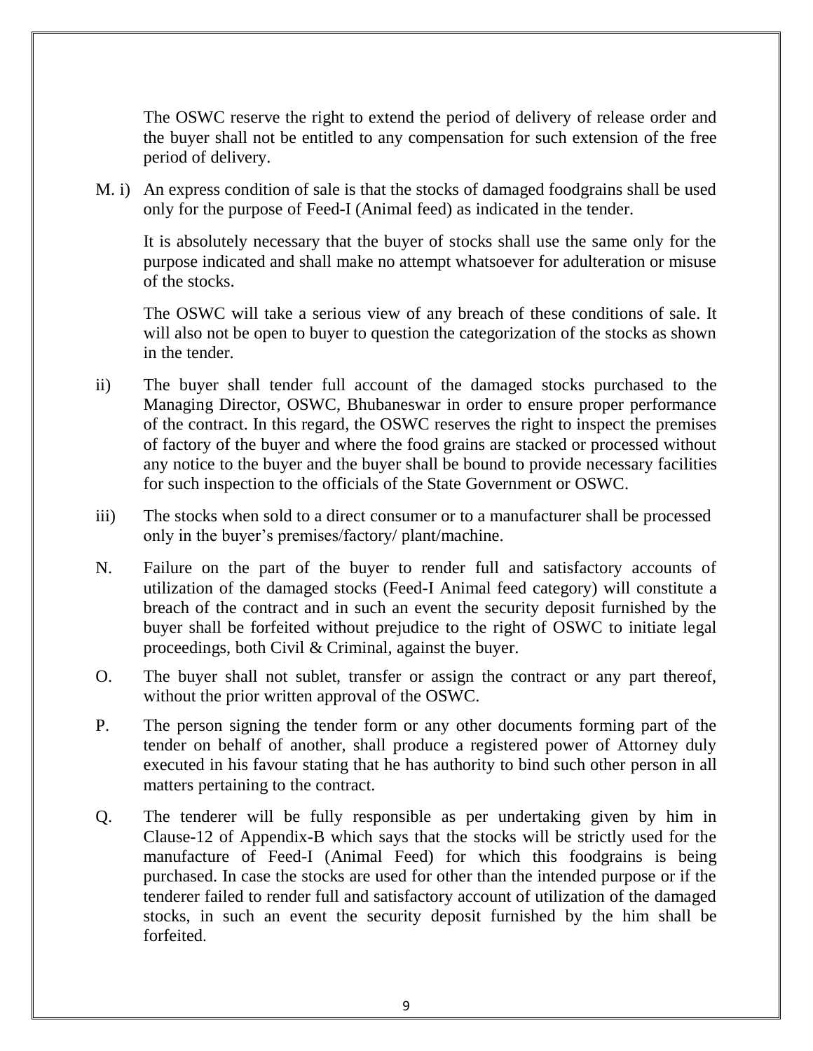The OSWC reserve the right to extend the period of delivery of release order and the buyer shall not be entitled to any compensation for such extension of the free period of delivery.

M. i) An express condition of sale is that the stocks of damaged foodgrains shall be used only for the purpose of Feed-I (Animal feed) as indicated in the tender.

It is absolutely necessary that the buyer of stocks shall use the same only for the purpose indicated and shall make no attempt whatsoever for adulteration or misuse of the stocks.

The OSWC will take a serious view of any breach of these conditions of sale. It will also not be open to buyer to question the categorization of the stocks as shown in the tender.

ii) The buyer shall tender full account of the damaged stocks purchased to the Managing Director, OSWC, Bhubaneswar in order to ensure proper performance of the contract. In this regard, the OSWC reserves the right to inspect the premises of factory of the buyer and where the food grains are stacked or processed without any notice to the buyer and the buyer shall be bound to provide necessary facilities for such inspection to the officials of the State Government or OSWC.

iii) The stocks when sold to a direct consumer or to a manufacturer shall be processed only in the buyer's premises/factory/ plant/machine.

N. Failure on the part of the buyer to render full and satisfactory accounts of utilization of the damaged stocks (Feed-I Animal feed category) will constitute a breach of the contract and in such an event the security deposit furnished by the buyer shall be forfeited without prejudice to the right of OSWC to initiate legal proceedings, both Civil & Criminal, against the buyer.

O. The buyer shall not sublet, transfer or assign the contract or any part thereof, without the prior written approval of the OSWC.

P. The person signing the tender form or any other documents forming part of the tender on behalf of another, shall produce a registered power of Attorney duly executed in his favour stating that he has authority to bind such other person in all matters pertaining to the contract.

Q. The tenderer will be fully responsible as per undertaking given by him in Clause-12 of Appendix-B which says that the stocks will be strictly used for the manufacture of Feed-I (Animal Feed) for which this foodgrains is being purchased. In case the stocks are used for other than the intended purpose or if the tenderer failed to render full and satisfactory account of utilization of the damaged stocks, in such an event the security deposit furnished by the him shall be forfeited.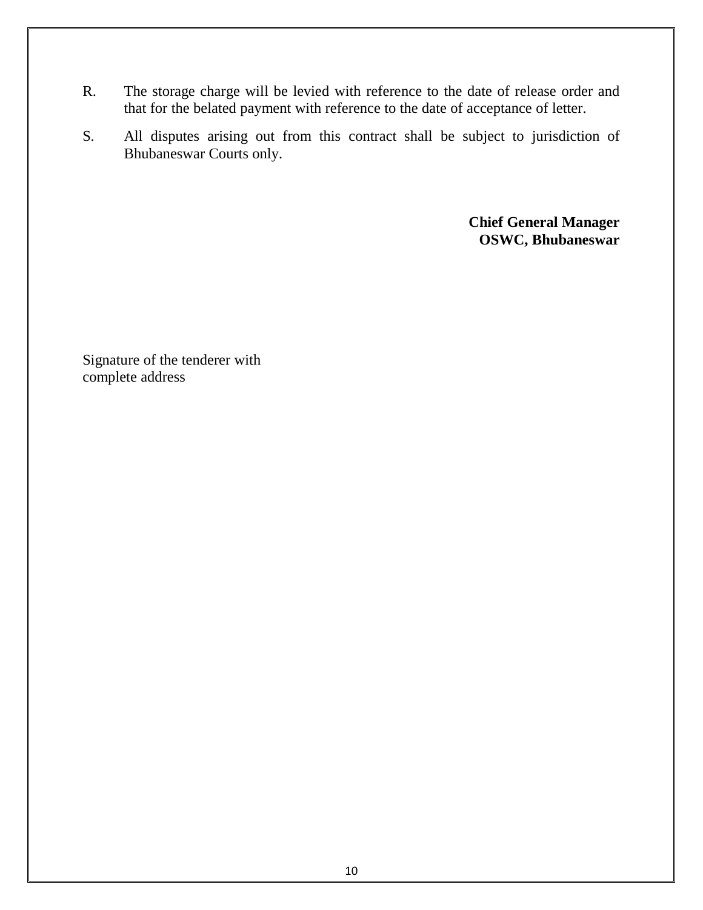R. The storage charge will be levied with reference to the date of release order and that for the belated payment with reference to the date of acceptance of letter.

S. All disputes arising out from this contract shall be subject to jurisdiction of Bhubaneswar Courts only.

**Chief General Manager**
**OSWC, Bhubaneswar**

Signature of the tenderer with
complete address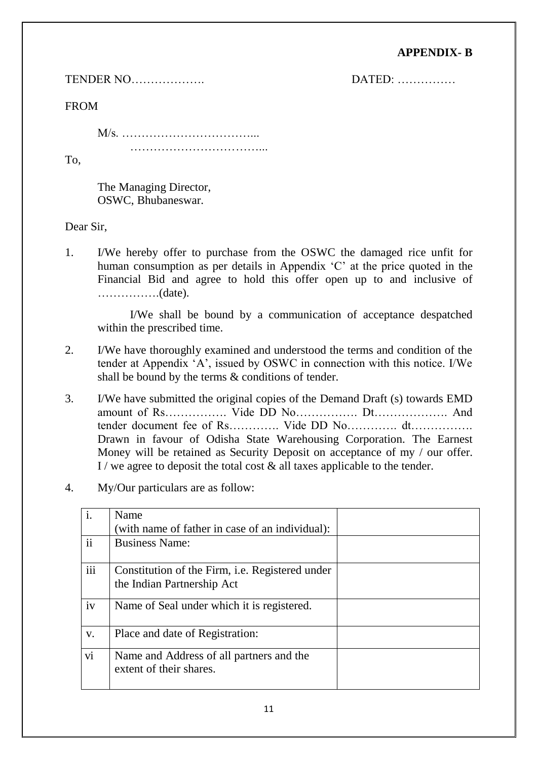**APPENDIX- B**

TENDER NO………………. DATED: ……………

FROM

M/s. ……………………………...
……………………………...

To,

The Managing Director,
OSWC, Bhubaneswar.

Dear Sir,

1. I/We hereby offer to purchase from the OSWC the damaged rice unfit for human consumption as per details in Appendix 'C' at the price quoted in the Financial Bid and agree to hold this offer open up to and inclusive of …………….(date).

   I/We shall be bound by a communication of acceptance despatched within the prescribed time.

2. I/We have thoroughly examined and understood the terms and condition of the tender at Appendix 'A', issued by OSWC in connection with this notice. I/We shall be bound by the terms & conditions of tender.

3. I/We have submitted the original copies of the Demand Draft (s) towards EMD amount of Rs……………. Vide DD No……………. Dt………………. And tender document fee of Rs…………. Vide DD No…………. dt……………. Drawn in favour of Odisha State Warehousing Corporation. The Earnest Money will be retained as Security Deposit on acceptance of my / our offer. I / we agree to deposit the total cost & all taxes applicable to the tender.

4. My/Our particulars are as follow:

| | | |
|---|---|---|
| i. | Name (with name of father in case of an individual): | |
| ii | Business Name: | |
| iii | Constitution of the Firm, i.e. Registered under the Indian Partnership Act | |
| iv | Name of Seal under which it is registered. | |
| v. | Place and date of Registration: | |
| vi | Name and Address of all partners and the extent of their shares. | |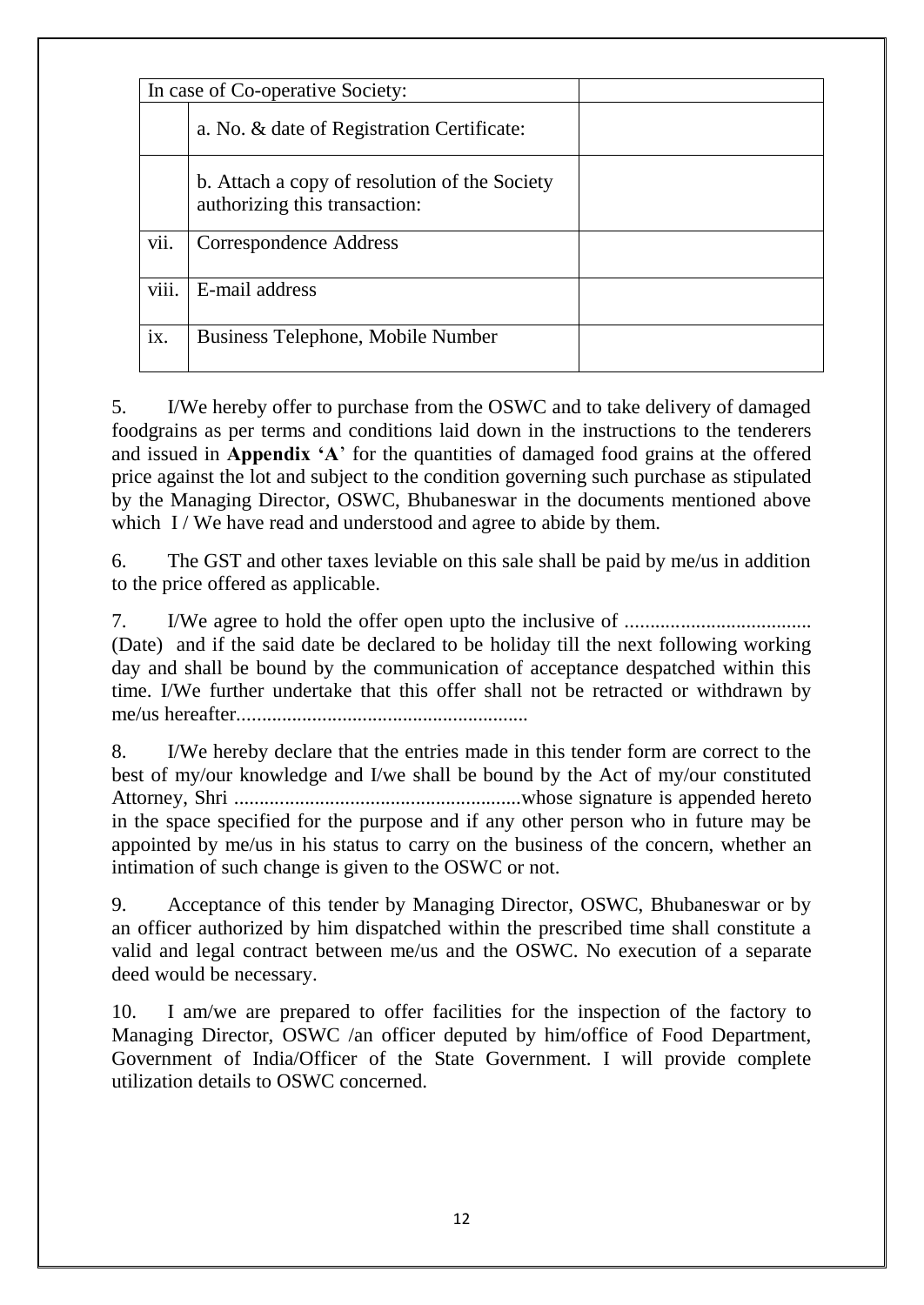| In case of Co-operative Society: | | |
|---|---|---|
| | a. No. & date of Registration Certificate: | |
| | b. Attach a copy of resolution of the Society authorizing this transaction: | |
| vii. | Correspondence Address | |
| viii. | E-mail address | |
| ix. | Business Telephone, Mobile Number | |

5. I/We hereby offer to purchase from the OSWC and to take delivery of damaged foodgrains as per terms and conditions laid down in the instructions to the tenderers and issued in **Appendix 'A'** for the quantities of damaged food grains at the offered price against the lot and subject to the condition governing such purchase as stipulated by the Managing Director, OSWC, Bhubaneswar in the documents mentioned above which I / We have read and understood and agree to abide by them.

6. The GST and other taxes leviable on this sale shall be paid by me/us in addition to the price offered as applicable.

7. I/We agree to hold the offer open upto the inclusive of ..................................... (Date) and if the said date be declared to be holiday till the next following working day and shall be bound by the communication of acceptance despatched within this time. I/We further undertake that this offer shall not be retracted or withdrawn by me/us hereafter.........................................................

8. I/We hereby declare that the entries made in this tender form are correct to the best of my/our knowledge and I/we shall be bound by the Act of my/our constituted Attorney, Shri ........................................................whose signature is appended hereto in the space specified for the purpose and if any other person who in future may be appointed by me/us in his status to carry on the business of the concern, whether an intimation of such change is given to the OSWC or not.

9. Acceptance of this tender by Managing Director, OSWC, Bhubaneswar or by an officer authorized by him dispatched within the prescribed time shall constitute a valid and legal contract between me/us and the OSWC. No execution of a separate deed would be necessary.

10. I am/we are prepared to offer facilities for the inspection of the factory to Managing Director, OSWC /an officer deputed by him/office of Food Department, Government of India/Officer of the State Government. I will provide complete utilization details to OSWC concerned.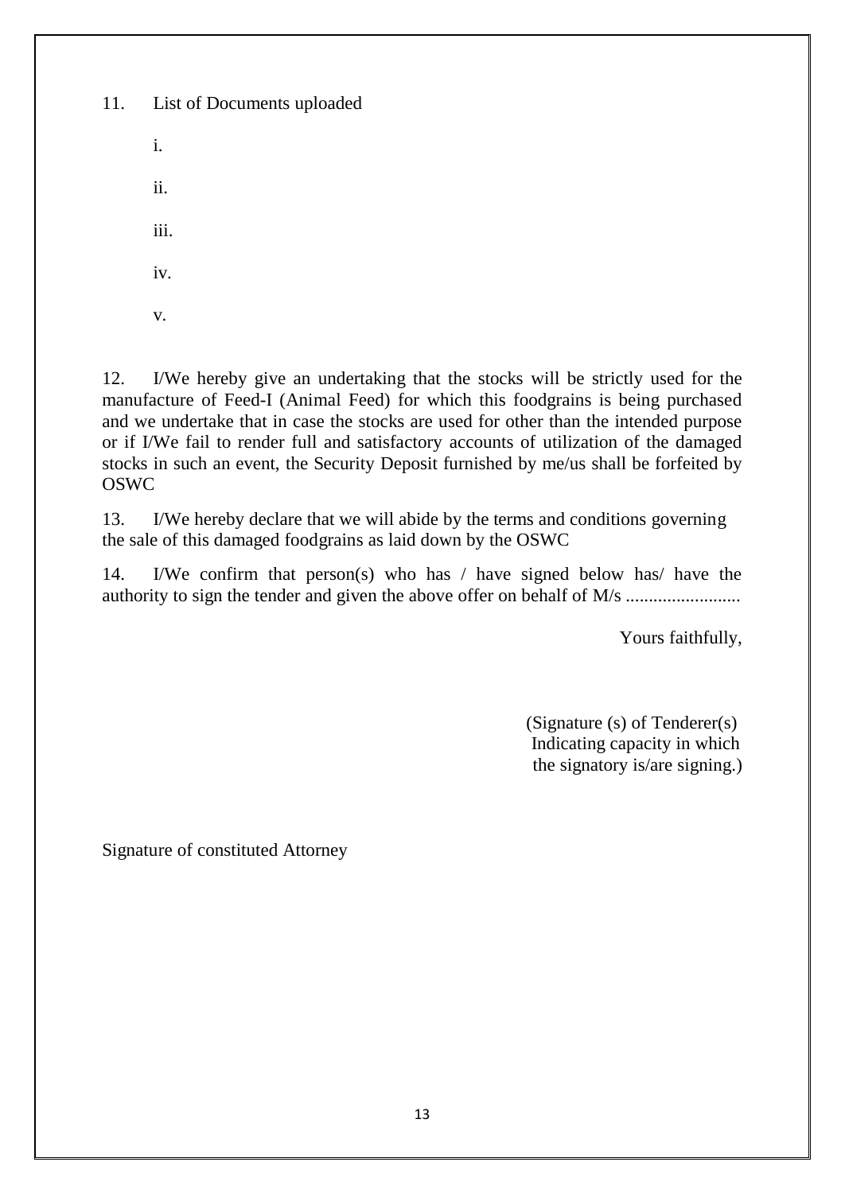11. List of Documents uploaded

    i.

    ii.

    iii.

    iv.

    v.

12. I/We hereby give an undertaking that the stocks will be strictly used for the manufacture of Feed-I (Animal Feed) for which this foodgrains is being purchased and we undertake that in case the stocks are used for other than the intended purpose or if I/We fail to render full and satisfactory accounts of utilization of the damaged stocks in such an event, the Security Deposit furnished by me/us shall be forfeited by OSWC

13. I/We hereby declare that we will abide by the terms and conditions governing the sale of this damaged foodgrains as laid down by the OSWC

14. I/We confirm that person(s) who has / have signed below has/ have the authority to sign the tender and given the above offer on behalf of M/s .........................

Yours faithfully,

(Signature (s) of Tenderer(s)
Indicating capacity in which
the signatory is/are signing.)

Signature of constituted Attorney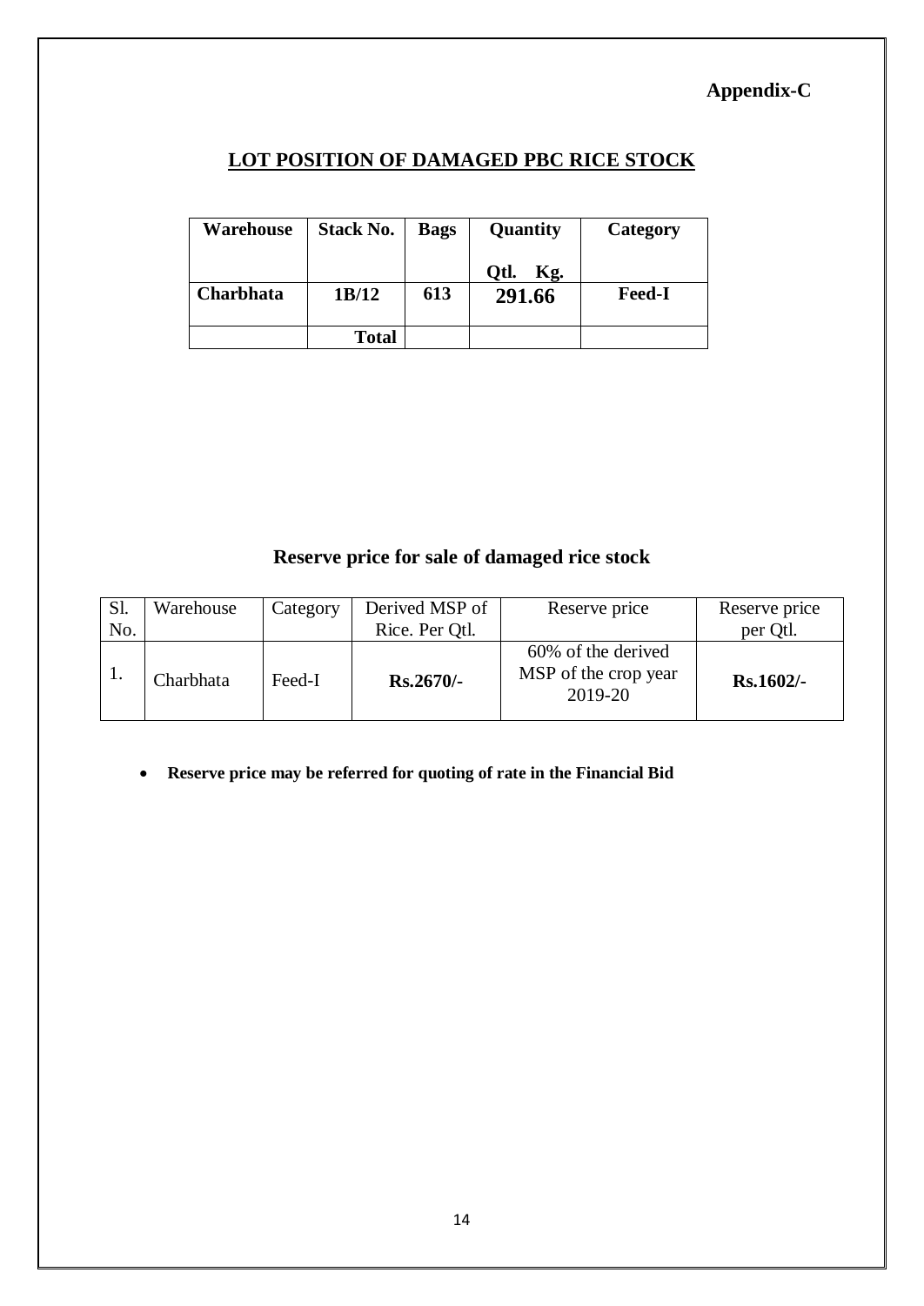**Appendix-C**

## LOT POSITION OF DAMAGED PBC RICE STOCK

| Warehouse | Stack No. | Bags | Quantity<br><br>Qtl. Kg. | Category |
|---|---|---|---|---|
| **Charbhata** | **1B/12** | **613** | **291.66** | **Feed-I** |
| | **Total** | | | |

## Reserve price for sale of damaged rice stock

| Sl. No. | Warehouse | Category | Derived MSP of Rice. Per Qtl. | Reserve price | Reserve price per Qtl. |
|---|---|---|---|---|---|
| 1. | Charbhata | Feed-I | **Rs.2670/-** | 60% of the derived MSP of the crop year 2019-20 | **Rs.1602/-** |

- **Reserve price may be referred for quoting of rate in the Financial Bid**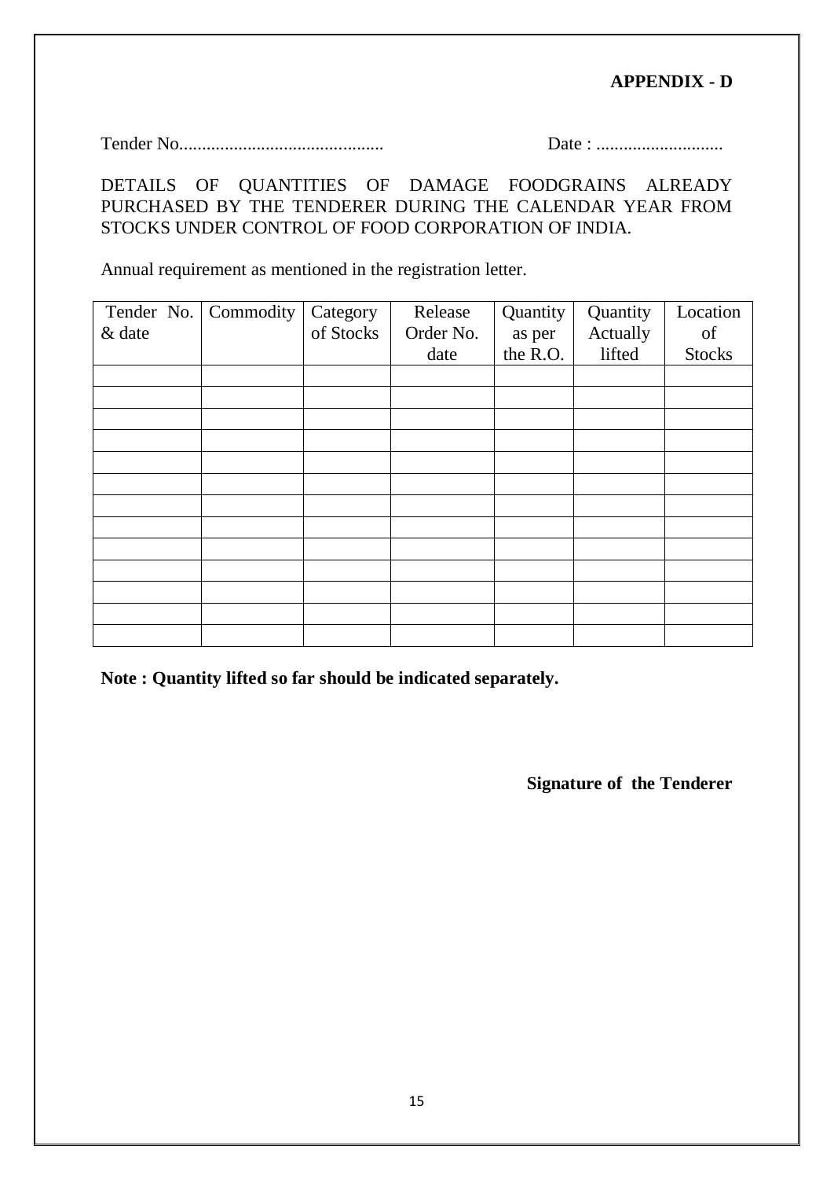**APPENDIX - D**

Tender No............................................ Date : ............................

DETAILS OF QUANTITIES OF DAMAGE FOODGRAINS ALREADY PURCHASED BY THE TENDERER DURING THE CALENDAR YEAR FROM STOCKS UNDER CONTROL OF FOOD CORPORATION OF INDIA.

Annual requirement as mentioned in the registration letter.

| Tender No. & date | Commodity | Category of Stocks | Release Order No. date | Quantity as per the R.O. | Quantity Actually lifted | Location of Stocks |
|---|---|---|---|---|---|---|
| | | | | | | |
| | | | | | | |
| | | | | | | |
| | | | | | | |
| | | | | | | |
| | | | | | | |
| | | | | | | |
| | | | | | | |
| | | | | | | |
| | | | | | | |
| | | | | | | |
| | | | | | | |
| | | | | | | |

**Note : Quantity lifted so far should be indicated separately.**

**Signature of the Tenderer**